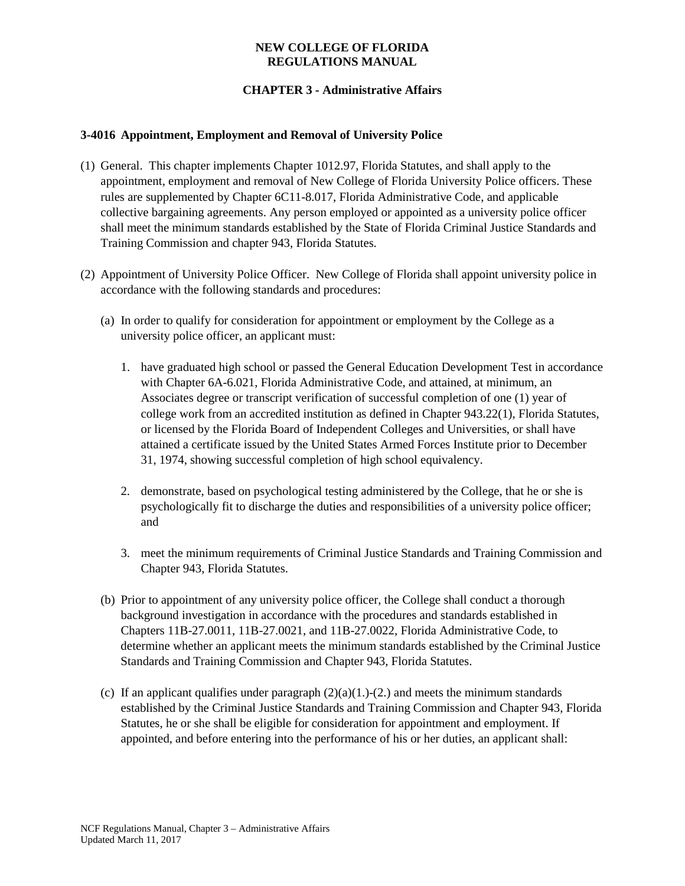**NEW COLLEGE OF FLORIDA**
**REGULATIONS MANUAL**

**CHAPTER 3 - Administrative Affairs**

### 3-4016 Appointment, Employment and Removal of University Police

(1) General. This chapter implements Chapter 1012.97, Florida Statutes, and shall apply to the appointment, employment and removal of New College of Florida University Police officers. These rules are supplemented by Chapter 6C11-8.017, Florida Administrative Code, and applicable collective bargaining agreements. Any person employed or appointed as a university police officer shall meet the minimum standards established by the State of Florida Criminal Justice Standards and Training Commission and chapter 943, Florida Statutes.

(2) Appointment of University Police Officer. New College of Florida shall appoint university police in accordance with the following standards and procedures:

   (a) In order to qualify for consideration for appointment or employment by the College as a university police officer, an applicant must:

      1. have graduated high school or passed the General Education Development Test in accordance with Chapter 6A-6.021, Florida Administrative Code, and attained, at minimum, an Associates degree or transcript verification of successful completion of one (1) year of college work from an accredited institution as defined in Chapter 943.22(1), Florida Statutes, or licensed by the Florida Board of Independent Colleges and Universities, or shall have attained a certificate issued by the United States Armed Forces Institute prior to December 31, 1974, showing successful completion of high school equivalency.

      2. demonstrate, based on psychological testing administered by the College, that he or she is psychologically fit to discharge the duties and responsibilities of a university police officer; and

      3. meet the minimum requirements of Criminal Justice Standards and Training Commission and Chapter 943, Florida Statutes.

   (b) Prior to appointment of any university police officer, the College shall conduct a thorough background investigation in accordance with the procedures and standards established in Chapters 11B-27.0011, 11B-27.0021, and 11B-27.0022, Florida Administrative Code, to determine whether an applicant meets the minimum standards established by the Criminal Justice Standards and Training Commission and Chapter 943, Florida Statutes.

   (c) If an applicant qualifies under paragraph (2)(a)(1.)-(2.) and meets the minimum standards established by the Criminal Justice Standards and Training Commission and Chapter 943, Florida Statutes, he or she shall be eligible for consideration for appointment and employment. If appointed, and before entering into the performance of his or her duties, an applicant shall: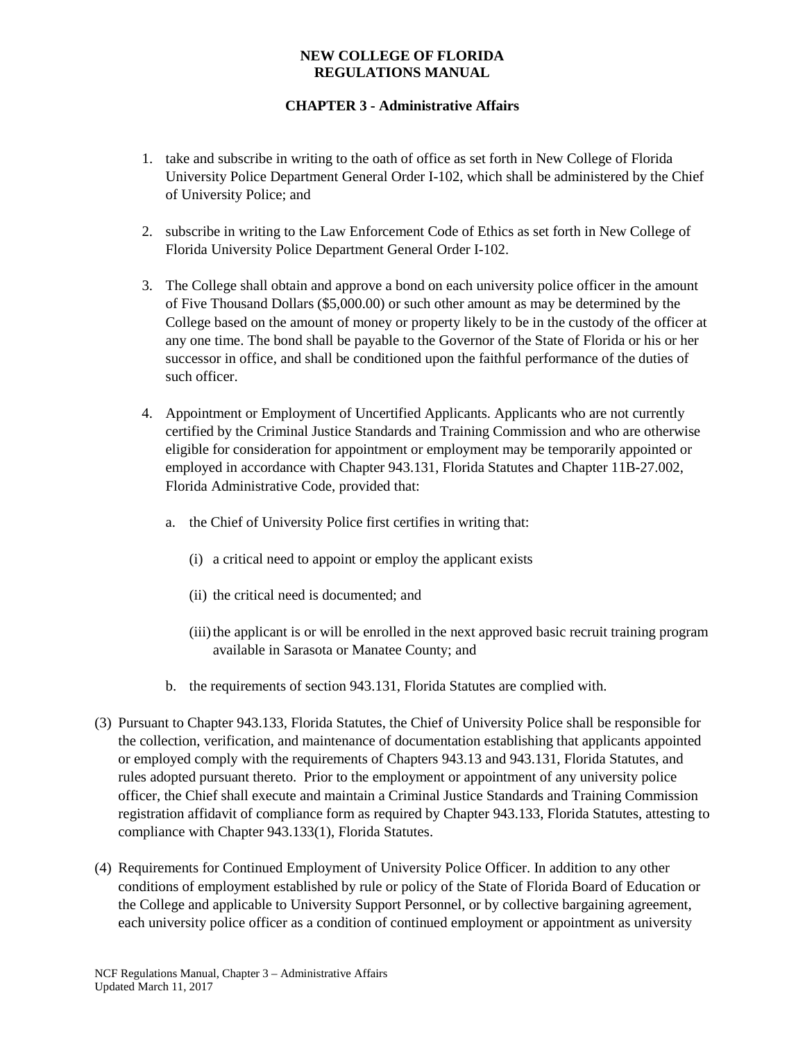1. take and subscribe in writing to the oath of office as set forth in New College of Florida University Police Department General Order I-102, which shall be administered by the Chief of University Police; and

2. subscribe in writing to the Law Enforcement Code of Ethics as set forth in New College of Florida University Police Department General Order I-102.

3. The College shall obtain and approve a bond on each university police officer in the amount of Five Thousand Dollars ($5,000.00) or such other amount as may be determined by the College based on the amount of money or property likely to be in the custody of the officer at any one time. The bond shall be payable to the Governor of the State of Florida or his or her successor in office, and shall be conditioned upon the faithful performance of the duties of such officer.

4. Appointment or Employment of Uncertified Applicants. Applicants who are not currently certified by the Criminal Justice Standards and Training Commission and who are otherwise eligible for consideration for appointment or employment may be temporarily appointed or employed in accordance with Chapter 943.131, Florida Statutes and Chapter 11B-27.002, Florida Administrative Code, provided that:

   a. the Chief of University Police first certifies in writing that:

      (i) a critical need to appoint or employ the applicant exists

      (ii) the critical need is documented; and

      (iii) the applicant is or will be enrolled in the next approved basic recruit training program available in Sarasota or Manatee County; and

   b. the requirements of section 943.131, Florida Statutes are complied with.

(3) Pursuant to Chapter 943.133, Florida Statutes, the Chief of University Police shall be responsible for the collection, verification, and maintenance of documentation establishing that applicants appointed or employed comply with the requirements of Chapters 943.13 and 943.131, Florida Statutes, and rules adopted pursuant thereto. Prior to the employment or appointment of any university police officer, the Chief shall execute and maintain a Criminal Justice Standards and Training Commission registration affidavit of compliance form as required by Chapter 943.133, Florida Statutes, attesting to compliance with Chapter 943.133(1), Florida Statutes.

(4) Requirements for Continued Employment of University Police Officer. In addition to any other conditions of employment established by rule or policy of the State of Florida Board of Education or the College and applicable to University Support Personnel, or by collective bargaining agreement, each university police officer as a condition of continued employment or appointment as university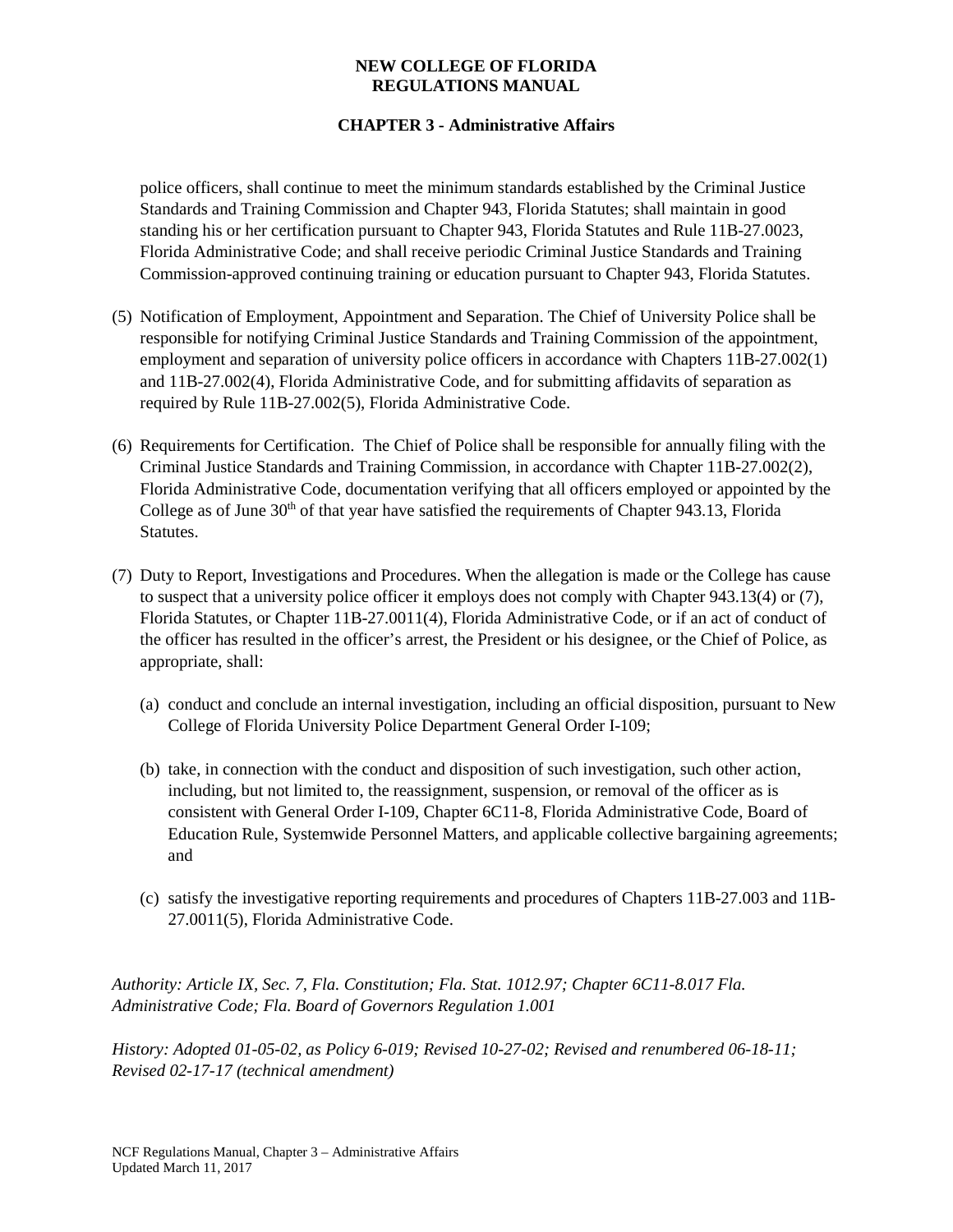police officers, shall continue to meet the minimum standards established by the Criminal Justice Standards and Training Commission and Chapter 943, Florida Statutes; shall maintain in good standing his or her certification pursuant to Chapter 943, Florida Statutes and Rule 11B-27.0023, Florida Administrative Code; and shall receive periodic Criminal Justice Standards and Training Commission-approved continuing training or education pursuant to Chapter 943, Florida Statutes.

(5) Notification of Employment, Appointment and Separation. The Chief of University Police shall be responsible for notifying Criminal Justice Standards and Training Commission of the appointment, employment and separation of university police officers in accordance with Chapters 11B-27.002(1) and 11B-27.002(4), Florida Administrative Code, and for submitting affidavits of separation as required by Rule 11B-27.002(5), Florida Administrative Code.

(6) Requirements for Certification. The Chief of Police shall be responsible for annually filing with the Criminal Justice Standards and Training Commission, in accordance with Chapter 11B-27.002(2), Florida Administrative Code, documentation verifying that all officers employed or appointed by the College as of June 30th of that year have satisfied the requirements of Chapter 943.13, Florida Statutes.

(7) Duty to Report, Investigations and Procedures. When the allegation is made or the College has cause to suspect that a university police officer it employs does not comply with Chapter 943.13(4) or (7), Florida Statutes, or Chapter 11B-27.0011(4), Florida Administrative Code, or if an act of conduct of the officer has resulted in the officer's arrest, the President or his designee, or the Chief of Police, as appropriate, shall:

   (a) conduct and conclude an internal investigation, including an official disposition, pursuant to New College of Florida University Police Department General Order I-109;

   (b) take, in connection with the conduct and disposition of such investigation, such other action, including, but not limited to, the reassignment, suspension, or removal of the officer as is consistent with General Order I-109, Chapter 6C11-8, Florida Administrative Code, Board of Education Rule, Systemwide Personnel Matters, and applicable collective bargaining agreements; and

   (c) satisfy the investigative reporting requirements and procedures of Chapters 11B-27.003 and 11B-27.0011(5), Florida Administrative Code.

*Authority: Article IX, Sec. 7, Fla. Constitution; Fla. Stat. 1012.97; Chapter 6C11-8.017 Fla. Administrative Code; Fla. Board of Governors Regulation 1.001*

*History: Adopted 01-05-02, as Policy 6-019; Revised 10-27-02; Revised and renumbered 06-18-11; Revised 02-17-17 (technical amendment)*